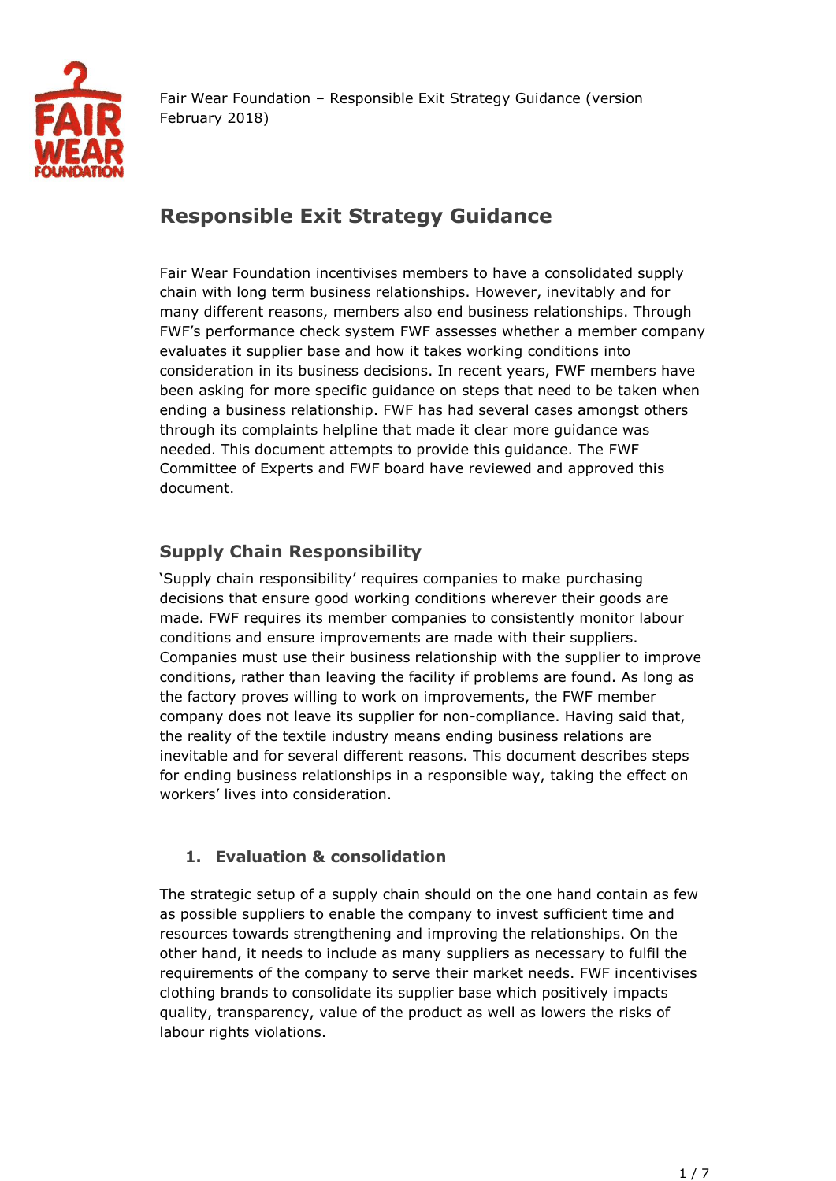Fair Wear Foundation – Responsible Exit Strategy Guidance (version February 2018)

# Responsible Exit Strategy Guidance

Fair Wear Foundation incentivises members to have a consolidated supply chain with long term business relationships. However, inevitably and for many different reasons, members also end business relationships. Through FWF's performance check system FWF assesses whether a member company evaluates it supplier base and how it takes working conditions into consideration in its business decisions. In recent years, FWF members have been asking for more specific guidance on steps that need to be taken when ending a business relationship. FWF has had several cases amongst others through its complaints helpline that made it clear more guidance was needed. This document attempts to provide this guidance. The FWF Committee of Experts and FWF board have reviewed and approved this document.

## Supply Chain Responsibility

'Supply chain responsibility' requires companies to make purchasing decisions that ensure good working conditions wherever their goods are made. FWF requires its member companies to consistently monitor labour conditions and ensure improvements are made with their suppliers. Companies must use their business relationship with the supplier to improve conditions, rather than leaving the facility if problems are found. As long as the factory proves willing to work on improvements, the FWF member company does not leave its supplier for non-compliance. Having said that, the reality of the textile industry means ending business relations are inevitable and for several different reasons. This document describes steps for ending business relationships in a responsible way, taking the effect on workers' lives into consideration.

### 1. Evaluation & consolidation

The strategic setup of a supply chain should on the one hand contain as few as possible suppliers to enable the company to invest sufficient time and resources towards strengthening and improving the relationships. On the other hand, it needs to include as many suppliers as necessary to fulfil the requirements of the company to serve their market needs. FWF incentivises clothing brands to consolidate its supplier base which positively impacts quality, transparency, value of the product as well as lowers the risks of labour rights violations.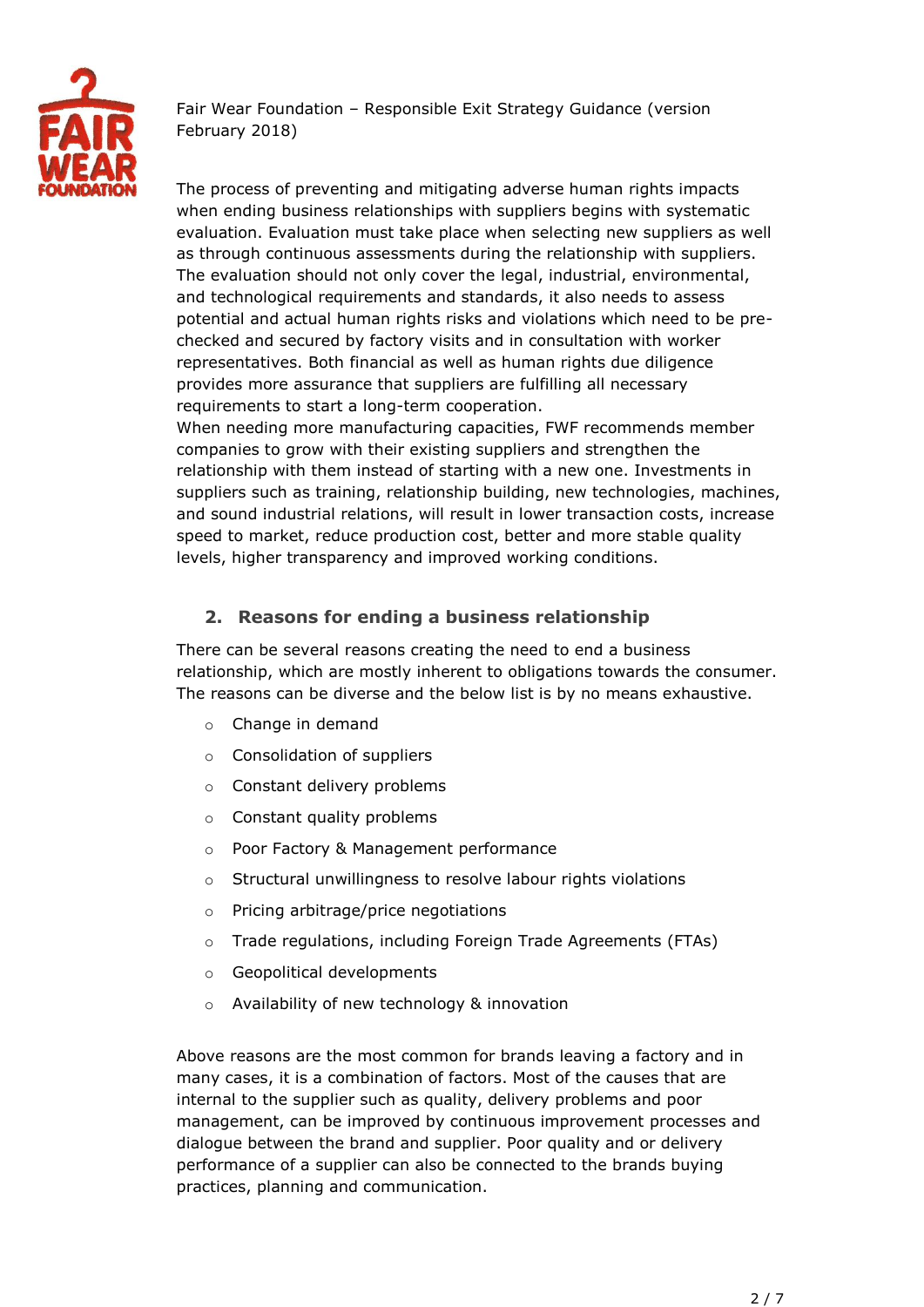The process of preventing and mitigating adverse human rights impacts when ending business relationships with suppliers begins with systematic evaluation. Evaluation must take place when selecting new suppliers as well as through continuous assessments during the relationship with suppliers. The evaluation should not only cover the legal, industrial, environmental, and technological requirements and standards, it also needs to assess potential and actual human rights risks and violations which need to be pre-checked and secured by factory visits and in consultation with worker representatives. Both financial as well as human rights due diligence provides more assurance that suppliers are fulfilling all necessary requirements to start a long-term cooperation.
When needing more manufacturing capacities, FWF recommends member companies to grow with their existing suppliers and strengthen the relationship with them instead of starting with a new one. Investments in suppliers such as training, relationship building, new technologies, machines, and sound industrial relations, will result in lower transaction costs, increase speed to market, reduce production cost, better and more stable quality levels, higher transparency and improved working conditions.

## 2. Reasons for ending a business relationship

There can be several reasons creating the need to end a business relationship, which are mostly inherent to obligations towards the consumer. The reasons can be diverse and the below list is by no means exhaustive.

- Change in demand
- Consolidation of suppliers
- Constant delivery problems
- Constant quality problems
- Poor Factory & Management performance
- Structural unwillingness to resolve labour rights violations
- Pricing arbitrage/price negotiations
- Trade regulations, including Foreign Trade Agreements (FTAs)
- Geopolitical developments
- Availability of new technology & innovation

Above reasons are the most common for brands leaving a factory and in many cases, it is a combination of factors. Most of the causes that are internal to the supplier such as quality, delivery problems and poor management, can be improved by continuous improvement processes and dialogue between the brand and supplier. Poor quality and or delivery performance of a supplier can also be connected to the brands buying practices, planning and communication.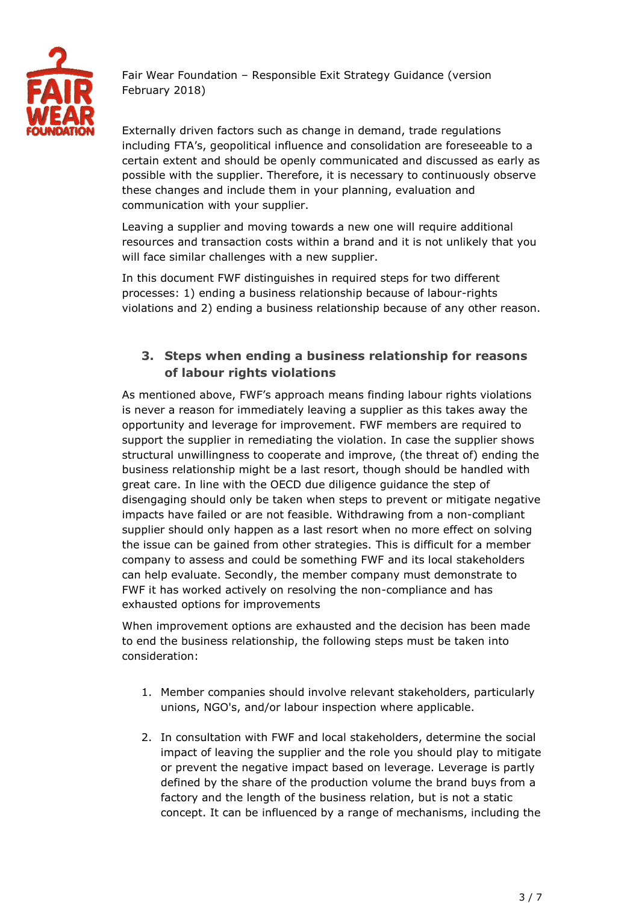Externally driven factors such as change in demand, trade regulations including FTA's, geopolitical influence and consolidation are foreseeable to a certain extent and should be openly communicated and discussed as early as possible with the supplier. Therefore, it is necessary to continuously observe these changes and include them in your planning, evaluation and communication with your supplier.

Leaving a supplier and moving towards a new one will require additional resources and transaction costs within a brand and it is not unlikely that you will face similar challenges with a new supplier.

In this document FWF distinguishes in required steps for two different processes: 1) ending a business relationship because of labour-rights violations and 2) ending a business relationship because of any other reason.

## 3. Steps when ending a business relationship for reasons of labour rights violations

As mentioned above, FWF's approach means finding labour rights violations is never a reason for immediately leaving a supplier as this takes away the opportunity and leverage for improvement. FWF members are required to support the supplier in remediating the violation. In case the supplier shows structural unwillingness to cooperate and improve, (the threat of) ending the business relationship might be a last resort, though should be handled with great care. In line with the OECD due diligence guidance the step of disengaging should only be taken when steps to prevent or mitigate negative impacts have failed or are not feasible. Withdrawing from a non-compliant supplier should only happen as a last resort when no more effect on solving the issue can be gained from other strategies. This is difficult for a member company to assess and could be something FWF and its local stakeholders can help evaluate. Secondly, the member company must demonstrate to FWF it has worked actively on resolving the non-compliance and has exhausted options for improvements

When improvement options are exhausted and the decision has been made to end the business relationship, the following steps must be taken into consideration:

1. Member companies should involve relevant stakeholders, particularly unions, NGO's, and/or labour inspection where applicable.

2. In consultation with FWF and local stakeholders, determine the social impact of leaving the supplier and the role you should play to mitigate or prevent the negative impact based on leverage. Leverage is partly defined by the share of the production volume the brand buys from a factory and the length of the business relation, but is not a static concept. It can be influenced by a range of mechanisms, including the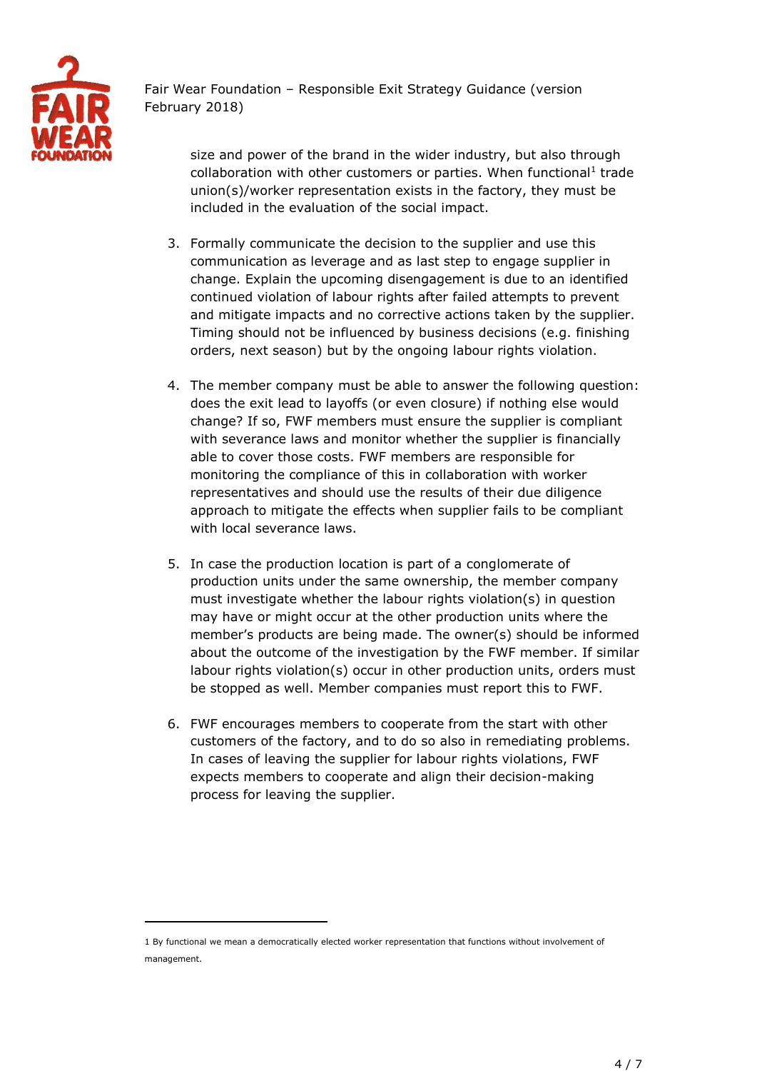size and power of the brand in the wider industry, but also through collaboration with other customers or parties. When functional[1] trade union(s)/worker representation exists in the factory, they must be included in the evaluation of the social impact.

3. Formally communicate the decision to the supplier and use this communication as leverage and as last step to engage supplier in change. Explain the upcoming disengagement is due to an identified continued violation of labour rights after failed attempts to prevent and mitigate impacts and no corrective actions taken by the supplier. Timing should not be influenced by business decisions (e.g. finishing orders, next season) but by the ongoing labour rights violation.

4. The member company must be able to answer the following question: does the exit lead to layoffs (or even closure) if nothing else would change? If so, FWF members must ensure the supplier is compliant with severance laws and monitor whether the supplier is financially able to cover those costs. FWF members are responsible for monitoring the compliance of this in collaboration with worker representatives and should use the results of their due diligence approach to mitigate the effects when supplier fails to be compliant with local severance laws.

5. In case the production location is part of a conglomerate of production units under the same ownership, the member company must investigate whether the labour rights violation(s) in question may have or might occur at the other production units where the member's products are being made. The owner(s) should be informed about the outcome of the investigation by the FWF member. If similar labour rights violation(s) occur in other production units, orders must be stopped as well. Member companies must report this to FWF.

6. FWF encourages members to cooperate from the start with other customers of the factory, and to do so also in remediating problems. In cases of leaving the supplier for labour rights violations, FWF expects members to cooperate and align their decision-making process for leaving the supplier.

---

1 By functional we mean a democratically elected worker representation that functions without involvement of management.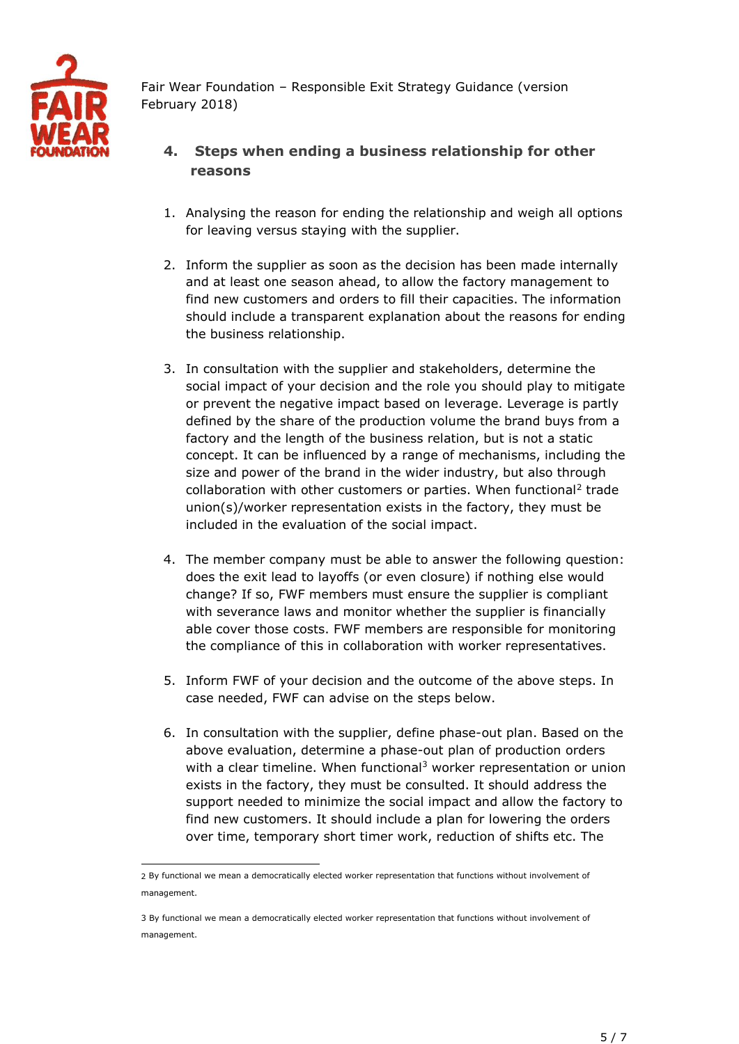## 4. Steps when ending a business relationship for other reasons

1. Analysing the reason for ending the relationship and weigh all options for leaving versus staying with the supplier.

2. Inform the supplier as soon as the decision has been made internally and at least one season ahead, to allow the factory management to find new customers and orders to fill their capacities. The information should include a transparent explanation about the reasons for ending the business relationship.

3. In consultation with the supplier and stakeholders, determine the social impact of your decision and the role you should play to mitigate or prevent the negative impact based on leverage. Leverage is partly defined by the share of the production volume the brand buys from a factory and the length of the business relation, but is not a static concept. It can be influenced by a range of mechanisms, including the size and power of the brand in the wider industry, but also through collaboration with other customers or parties. When functional[2] trade union(s)/worker representation exists in the factory, they must be included in the evaluation of the social impact.

4. The member company must be able to answer the following question: does the exit lead to layoffs (or even closure) if nothing else would change? If so, FWF members must ensure the supplier is compliant with severance laws and monitor whether the supplier is financially able cover those costs. FWF members are responsible for monitoring the compliance of this in collaboration with worker representatives.

5. Inform FWF of your decision and the outcome of the above steps. In case needed, FWF can advise on the steps below.

6. In consultation with the supplier, define phase-out plan. Based on the above evaluation, determine a phase-out plan of production orders with a clear timeline. When functional[3] worker representation or union exists in the factory, they must be consulted. It should address the support needed to minimize the social impact and allow the factory to find new customers. It should include a plan for lowering the orders over time, temporary short timer work, reduction of shifts etc. The

---

2 By functional we mean a democratically elected worker representation that functions without involvement of management.

3 By functional we mean a democratically elected worker representation that functions without involvement of management.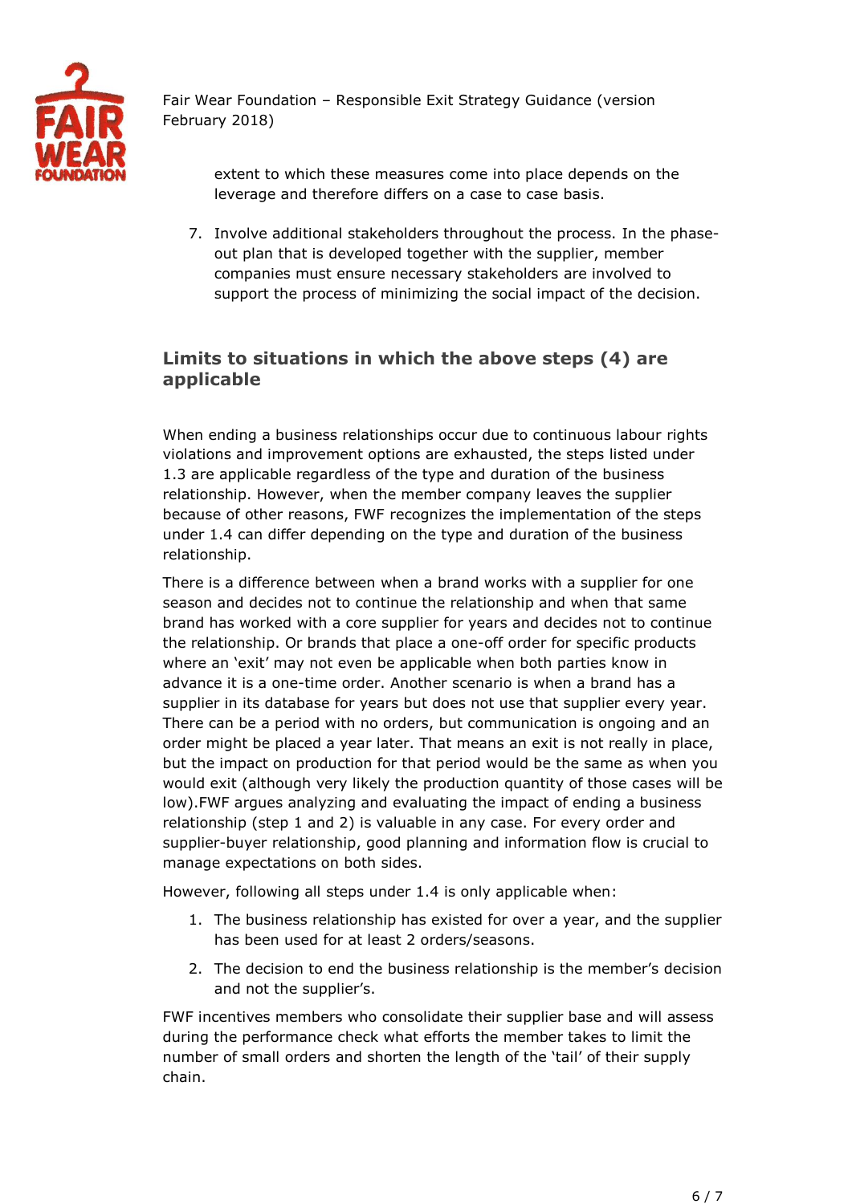extent to which these measures come into place depends on the leverage and therefore differs on a case to case basis.

7. Involve additional stakeholders throughout the process. In the phase-out plan that is developed together with the supplier, member companies must ensure necessary stakeholders are involved to support the process of minimizing the social impact of the decision.

## Limits to situations in which the above steps (4) are applicable

When ending a business relationships occur due to continuous labour rights violations and improvement options are exhausted, the steps listed under 1.3 are applicable regardless of the type and duration of the business relationship. However, when the member company leaves the supplier because of other reasons, FWF recognizes the implementation of the steps under 1.4 can differ depending on the type and duration of the business relationship.

There is a difference between when a brand works with a supplier for one season and decides not to continue the relationship and when that same brand has worked with a core supplier for years and decides not to continue the relationship. Or brands that place a one-off order for specific products where an 'exit' may not even be applicable when both parties know in advance it is a one-time order. Another scenario is when a brand has a supplier in its database for years but does not use that supplier every year. There can be a period with no orders, but communication is ongoing and an order might be placed a year later. That means an exit is not really in place, but the impact on production for that period would be the same as when you would exit (although very likely the production quantity of those cases will be low).FWF argues analyzing and evaluating the impact of ending a business relationship (step 1 and 2) is valuable in any case. For every order and supplier-buyer relationship, good planning and information flow is crucial to manage expectations on both sides.

However, following all steps under 1.4 is only applicable when:

1. The business relationship has existed for over a year, and the supplier has been used for at least 2 orders/seasons.
2. The decision to end the business relationship is the member's decision and not the supplier's.

FWF incentives members who consolidate their supplier base and will assess during the performance check what efforts the member takes to limit the number of small orders and shorten the length of the 'tail' of their supply chain.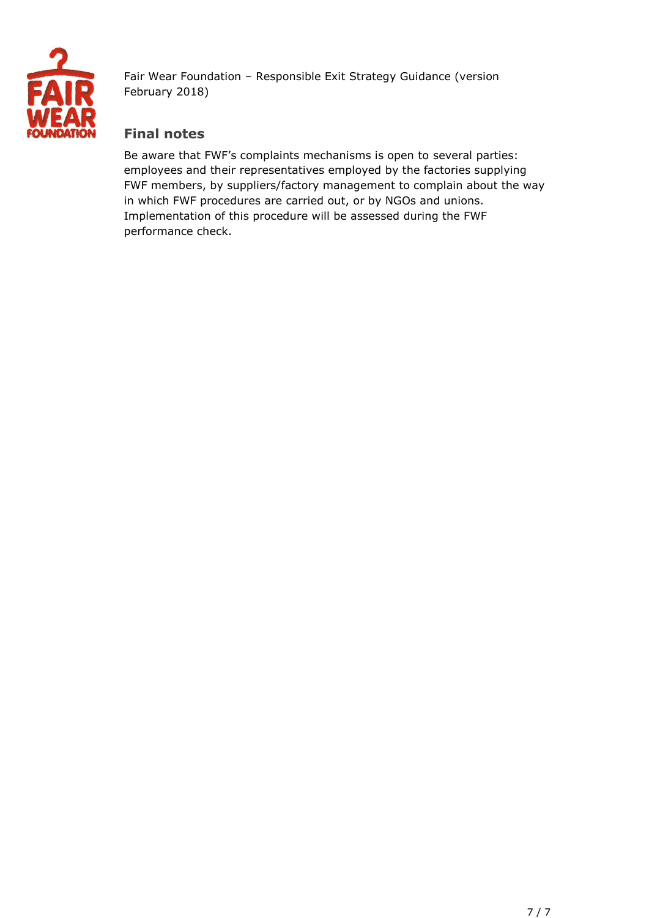## Final notes

Be aware that FWF's complaints mechanisms is open to several parties: employees and their representatives employed by the factories supplying FWF members, by suppliers/factory management to complain about the way in which FWF procedures are carried out, or by NGOs and unions. Implementation of this procedure will be assessed during the FWF performance check.